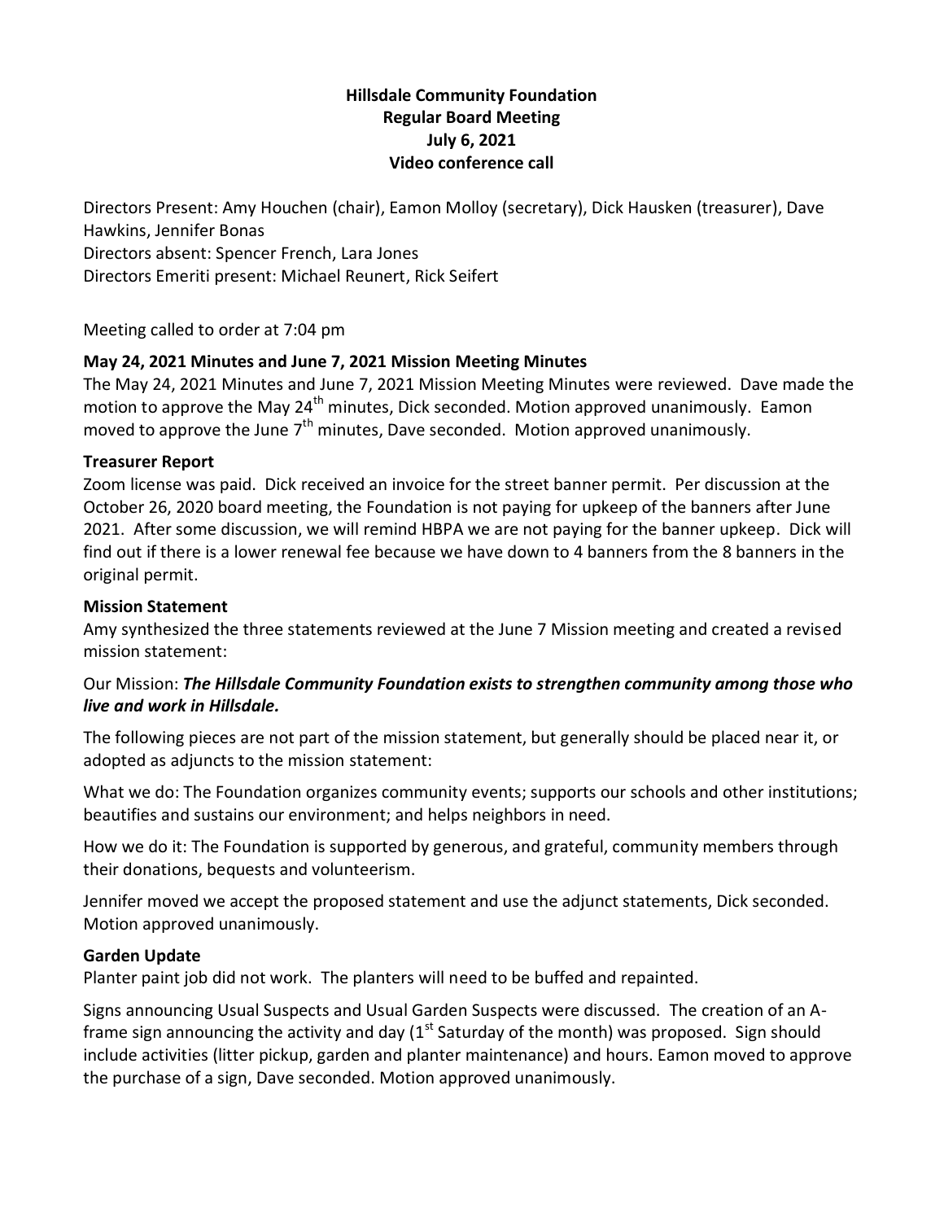# Hillsdale Community Foundation
# Regular Board Meeting
# July 6, 2021
# Video conference call

Directors Present: Amy Houchen (chair), Eamon Molloy (secretary), Dick Hausken (treasurer), Dave Hawkins, Jennifer Bonas
Directors absent: Spencer French, Lara Jones
Directors Emeriti present: Michael Reunert, Rick Seifert

Meeting called to order at 7:04 pm

## May 24, 2021 Minutes and June 7, 2021 Mission Meeting Minutes

The May 24, 2021 Minutes and June 7, 2021 Mission Meeting Minutes were reviewed. Dave made the motion to approve the May 24th minutes, Dick seconded. Motion approved unanimously. Eamon moved to approve the June 7th minutes, Dave seconded. Motion approved unanimously.

## Treasurer Report

Zoom license was paid. Dick received an invoice for the street banner permit. Per discussion at the October 26, 2020 board meeting, the Foundation is not paying for upkeep of the banners after June 2021. After some discussion, we will remind HBPA we are not paying for the banner upkeep. Dick will find out if there is a lower renewal fee because we have down to 4 banners from the 8 banners in the original permit.

## Mission Statement

Amy synthesized the three statements reviewed at the June 7 Mission meeting and created a revised mission statement:

Our Mission: ***The Hillsdale Community Foundation exists to strengthen community among those who live and work in Hillsdale.***

The following pieces are not part of the mission statement, but generally should be placed near it, or adopted as adjuncts to the mission statement:

What we do: The Foundation organizes community events; supports our schools and other institutions; beautifies and sustains our environment; and helps neighbors in need.

How we do it: The Foundation is supported by generous, and grateful, community members through their donations, bequests and volunteerism.

Jennifer moved we accept the proposed statement and use the adjunct statements, Dick seconded. Motion approved unanimously.

## Garden Update

Planter paint job did not work. The planters will need to be buffed and repainted.

Signs announcing Usual Suspects and Usual Garden Suspects were discussed. The creation of an A-frame sign announcing the activity and day (1st Saturday of the month) was proposed. Sign should include activities (litter pickup, garden and planter maintenance) and hours. Eamon moved to approve the purchase of a sign, Dave seconded. Motion approved unanimously.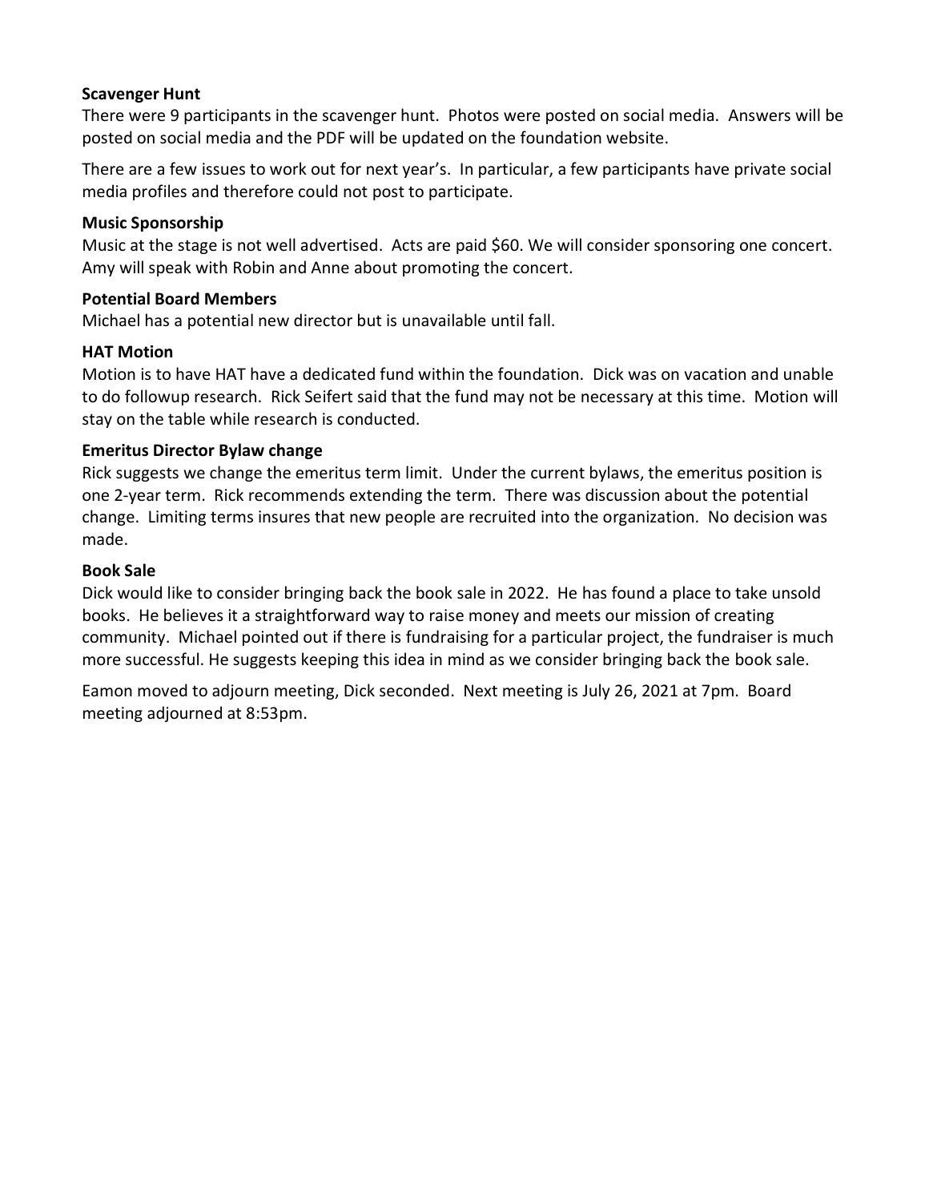**Scavenger Hunt**
There were 9 participants in the scavenger hunt. Photos were posted on social media. Answers will be posted on social media and the PDF will be updated on the foundation website.

There are a few issues to work out for next year's. In particular, a few participants have private social media profiles and therefore could not post to participate.

**Music Sponsorship**
Music at the stage is not well advertised. Acts are paid $60. We will consider sponsoring one concert. Amy will speak with Robin and Anne about promoting the concert.

**Potential Board Members**
Michael has a potential new director but is unavailable until fall.

**HAT Motion**
Motion is to have HAT have a dedicated fund within the foundation. Dick was on vacation and unable to do followup research. Rick Seifert said that the fund may not be necessary at this time. Motion will stay on the table while research is conducted.

**Emeritus Director Bylaw change**
Rick suggests we change the emeritus term limit. Under the current bylaws, the emeritus position is one 2-year term. Rick recommends extending the term. There was discussion about the potential change. Limiting terms insures that new people are recruited into the organization. No decision was made.

**Book Sale**
Dick would like to consider bringing back the book sale in 2022. He has found a place to take unsold books. He believes it a straightforward way to raise money and meets our mission of creating community. Michael pointed out if there is fundraising for a particular project, the fundraiser is much more successful. He suggests keeping this idea in mind as we consider bringing back the book sale.

Eamon moved to adjourn meeting, Dick seconded. Next meeting is July 26, 2021 at 7pm. Board meeting adjourned at 8:53pm.